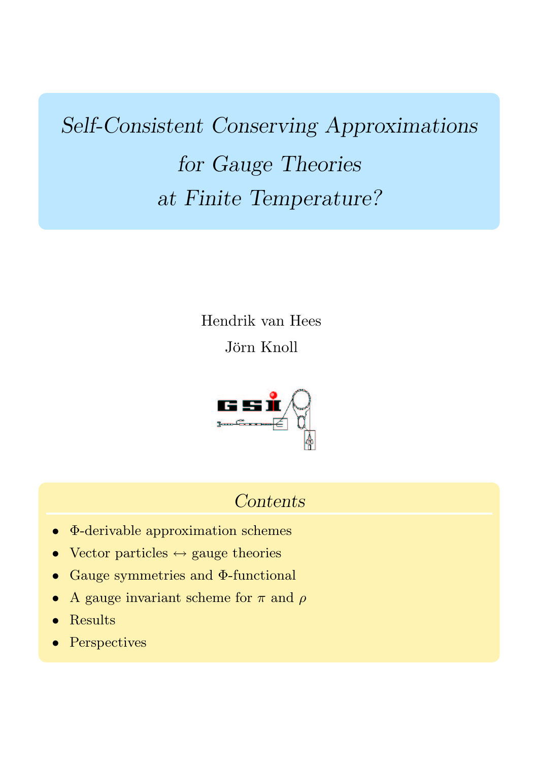# *Self-Consistent Conserving Approximations for Gauge Theories at Finite Temperature?*

Hendrik van Hees

Jörn Knoll

## *Contents*

- $\Phi$-derivable approximation schemes
- Vector particles $\leftrightarrow$ gauge theories
- Gauge symmetries and $\Phi$-functional
- A gauge invariant scheme for $\pi$ and $\rho$
- Results
- Perspectives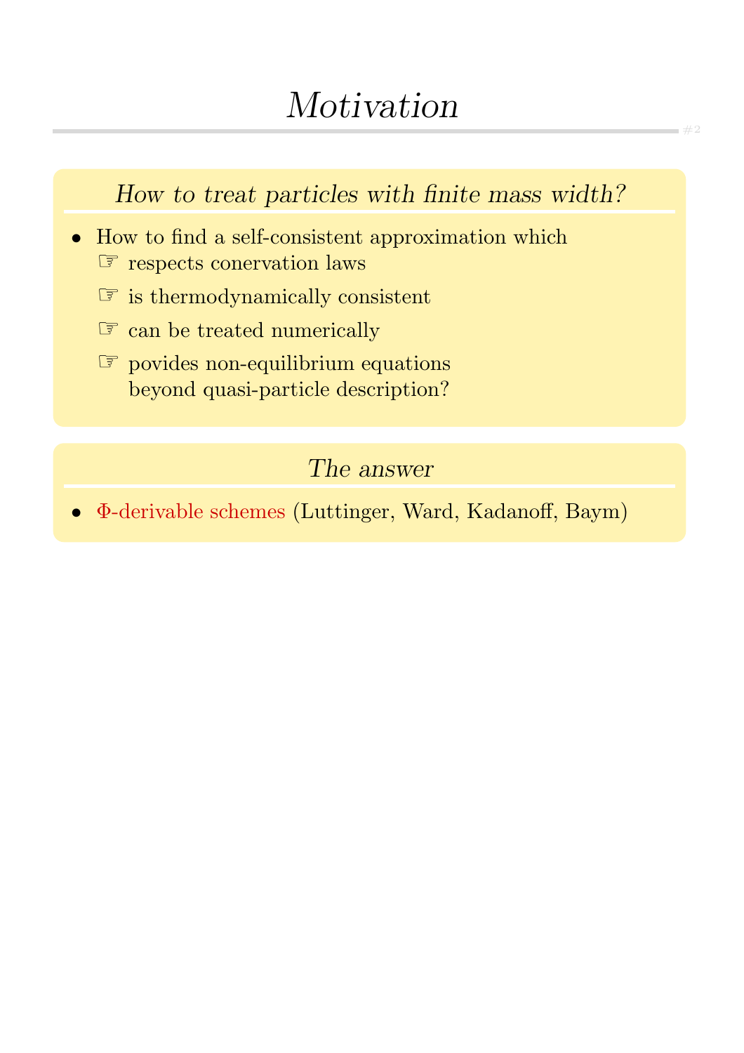# *Motivation*

### *How to treat particles with finite mass width?*

- How to find a self-consistent approximation which
  - ☞ respects conervation laws
  - ☞ is thermodynamically consistent
  - ☞ can be treated numerically
  - ☞ povides non-equilibrium equations beyond quasi-particle description?

### *The answer*

- $\Phi$-derivable schemes (Luttinger, Ward, Kadanoff, Baym)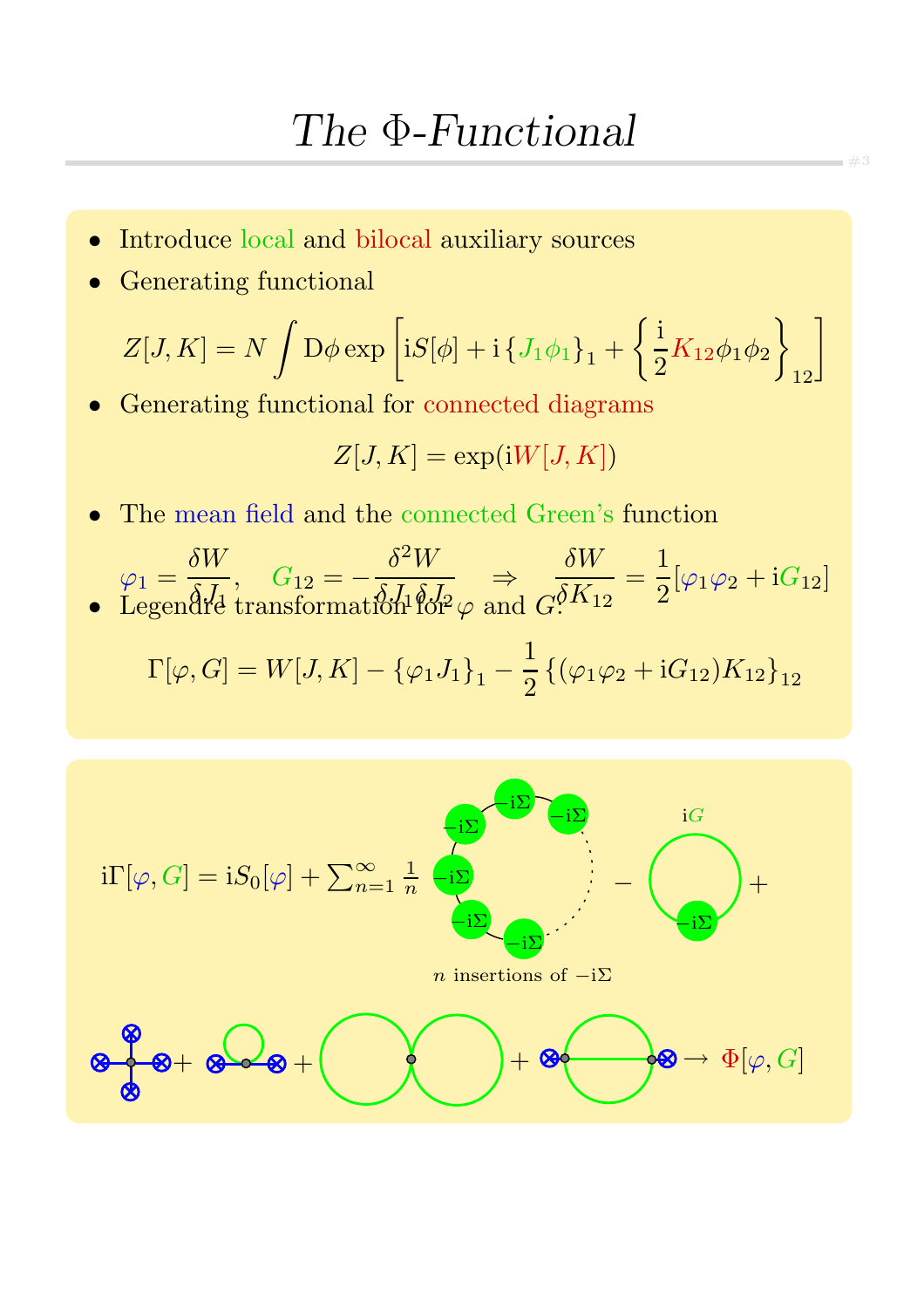# The Φ-Functional

- Introduce local and bilocal auxiliary sources
- Generating functional

$$Z[J,K] = N \int \mathrm{D}\phi \exp\left[\mathrm{i}S[\phi] + \mathrm{i}\left\{J_1\phi_1\right\}_1 + \left\{\frac{\mathrm{i}}{2}K_{12}\phi_1\phi_2\right\}_{12}\right]$$

- Generating functional for connected diagrams

$$Z[J,K] = \exp(\mathrm{i}W[J,K])$$

- The mean field and the connected Green's function

$$\varphi_1 = \frac{\delta W}{\delta J_1}, \quad G_{12} = -\frac{\delta^2 W}{\delta J_1 \delta J_2} \quad \Rightarrow \quad \frac{\delta W}{\delta K_{12}} = \frac{1}{2}[\varphi_1\varphi_2 + \mathrm{i}G_{12}]$$

- Legendre transformation for $\varphi$ and $G$:

$$\Gamma[\varphi, G] = W[J,K] - \{\varphi_1 J_1\}_1 - \frac{1}{2}\{(\varphi_1\varphi_2 + \mathrm{i}G_{12})K_{12}\}_{12}$$

$\mathrm{i}\Gamma[\varphi, G] = \mathrm{i}S_0[\varphi] + \sum_{n=1}^{\infty} \frac{1}{n}$ [ring with $-\mathrm{i}\Sigma$ insertions] $-$ [loop $\mathrm{i}G$ with $-\mathrm{i}\Sigma$ insertion] $+$

$n$ insertions of $-\mathrm{i}\Sigma$

[diagrams] $+$ [diagrams] $+$ [diagrams] $+$ [diagrams] $\rightarrow \Phi[\varphi, G]$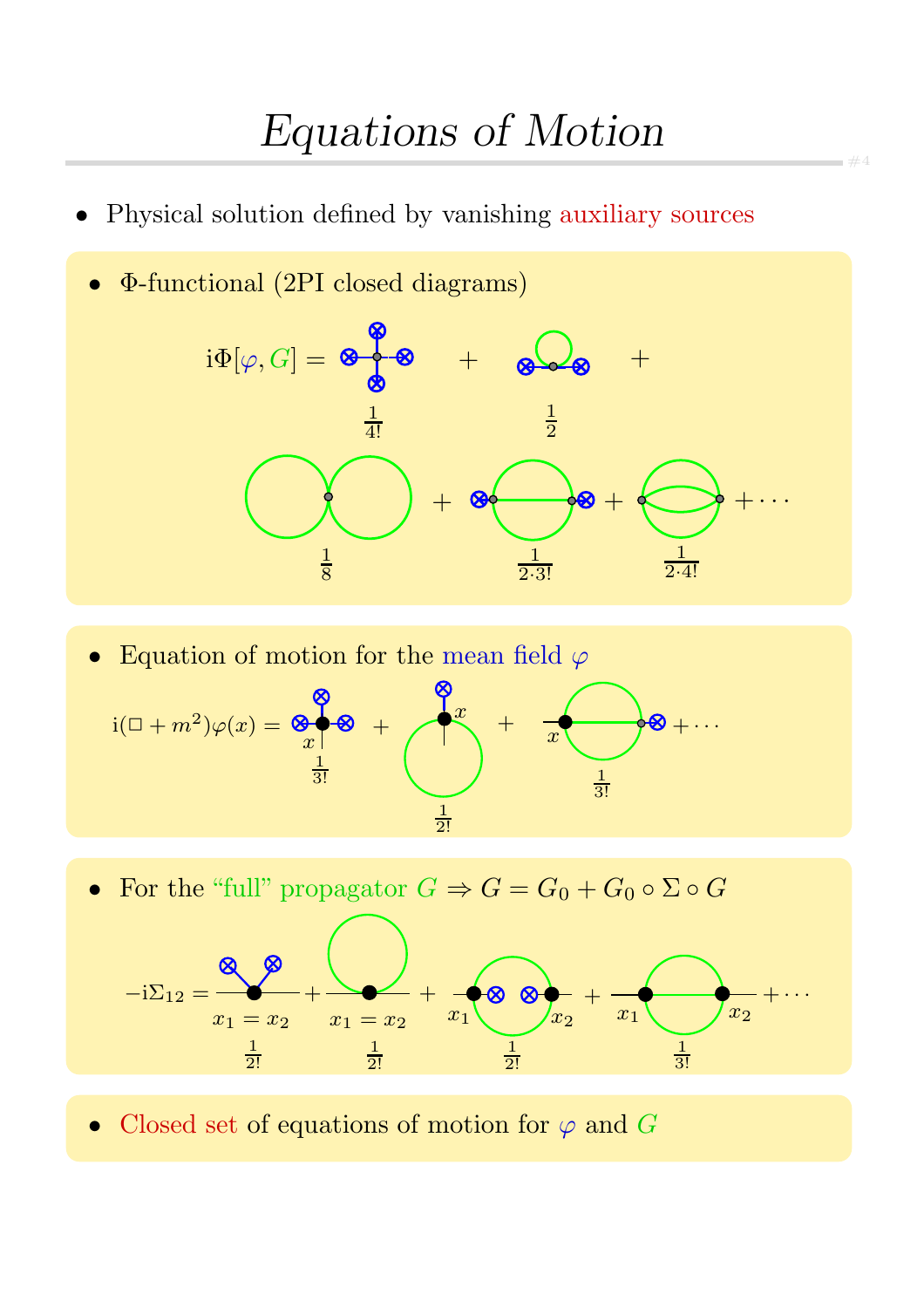# Equations of Motion

- Physical solution defined by vanishing auxiliary sources

- Φ-functional (2PI closed diagrams)

$$\mathrm{i}\Phi[\varphi, G] =$$

$\frac{1}{4!}$ + $\frac{1}{2}$ +

$\frac{1}{8}$ + $\frac{1}{2\cdot 3!}$ + $\frac{1}{2\cdot 4!}$ + ⋯

- Equation of motion for the mean field $\varphi$

$$\mathrm{i}(\Box + m^2)\varphi(x) =$$

$x$ $\frac{1}{3!}$ + $x$ $\frac{1}{2!}$ + $x$ $\frac{1}{3!}$ + ⋯

- For the "full" propagator $G \Rightarrow G = G_0 + G_0 \circ \Sigma \circ G$

$$-\mathrm{i}\Sigma_{12} =$$

$x_1 = x_2$ $\frac{1}{2!}$ + $x_1 = x_2$ $\frac{1}{2!}$ + $x_1$ $x_2$ $\frac{1}{2!}$ + $x_1$ $x_2$ $\frac{1}{3!}$ + ⋯

- Closed set of equations of motion for $\varphi$ and $G$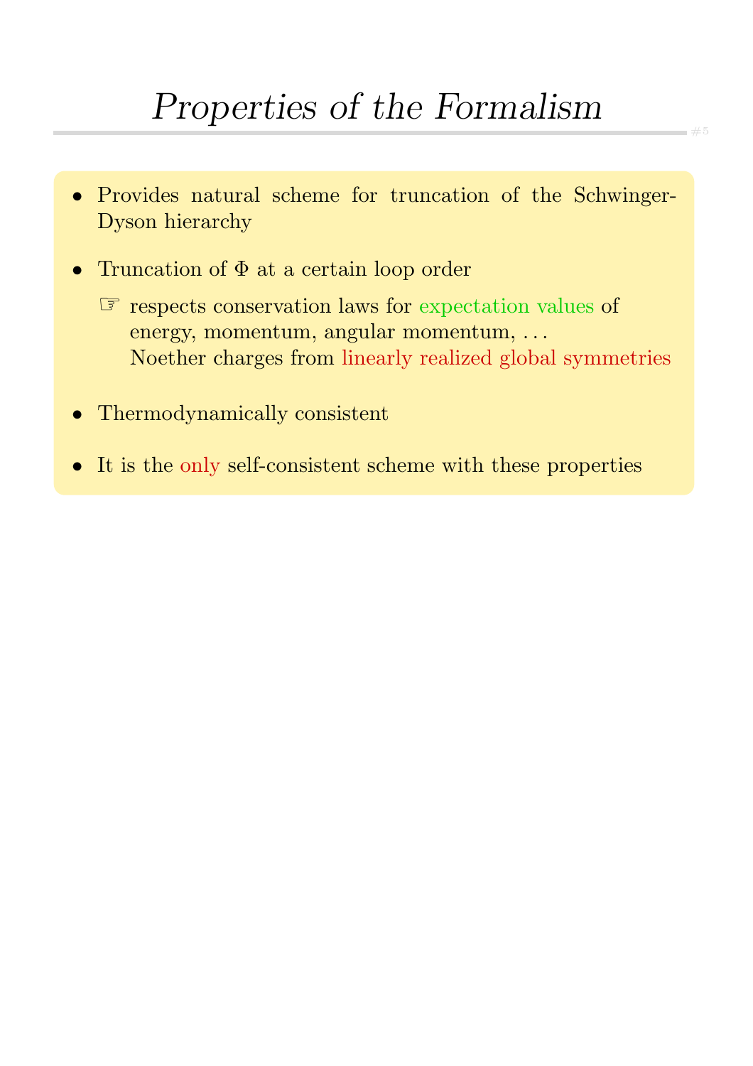# *Properties of the Formalism*

- Provides natural scheme for truncation of the Schwinger-Dyson hierarchy
- Truncation of $\Phi$ at a certain loop order
  - ☞ respects conservation laws for expectation values of energy, momentum, angular momentum, ...
    Noether charges from linearly realized global symmetries
- Thermodynamically consistent
- It is the only self-consistent scheme with these properties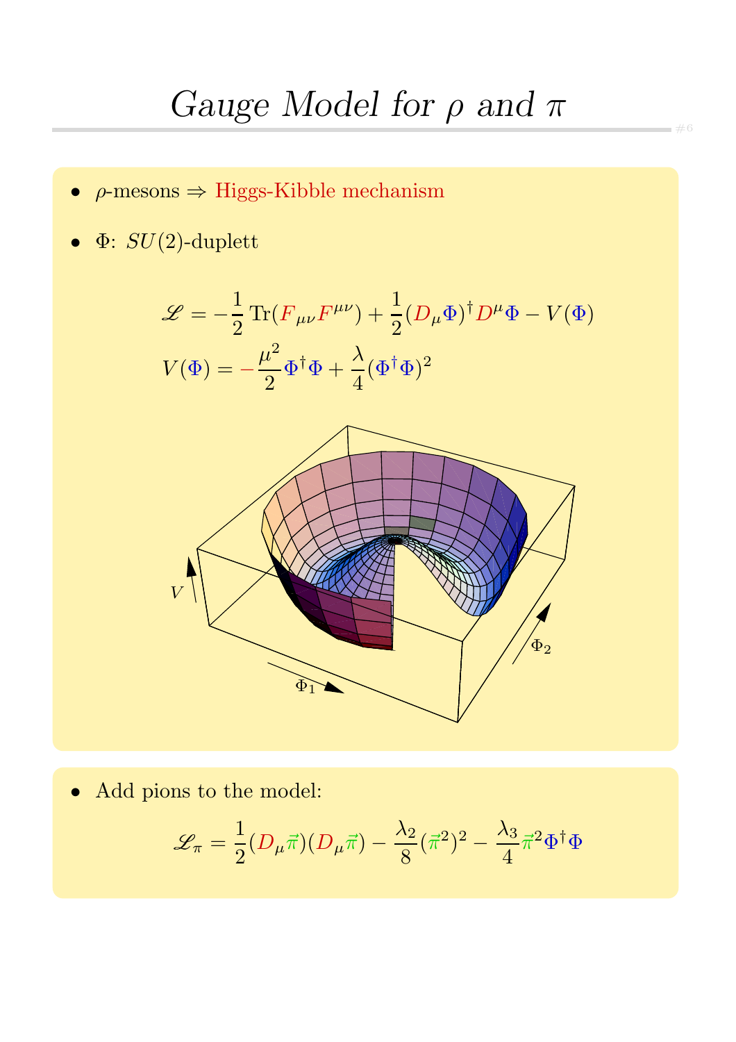# *Gauge Model for $\rho$ and $\pi$*

- $\rho$-mesons $\Rightarrow$ Higgs-Kibble mechanism
- $\Phi$: $SU(2)$-duplett

$$\mathscr{L} = -\frac{1}{2}\,\mathrm{Tr}(F_{\mu\nu}F^{\mu\nu}) + \frac{1}{2}(D_\mu\Phi)^\dagger D^\mu\Phi - V(\Phi)$$

$$V(\Phi) = -\frac{\mu^2}{2}\Phi^\dagger\Phi + \frac{\lambda}{4}(\Phi^\dagger\Phi)^2$$

$V$

$\Phi_1$

$\Phi_2$

- Add pions to the model:

$$\mathscr{L}_\pi = \frac{1}{2}(D_\mu\vec{\pi})(D_\mu\vec{\pi}) - \frac{\lambda_2}{8}(\vec{\pi}^2)^2 - \frac{\lambda_3}{4}\vec{\pi}^2\Phi^\dagger\Phi$$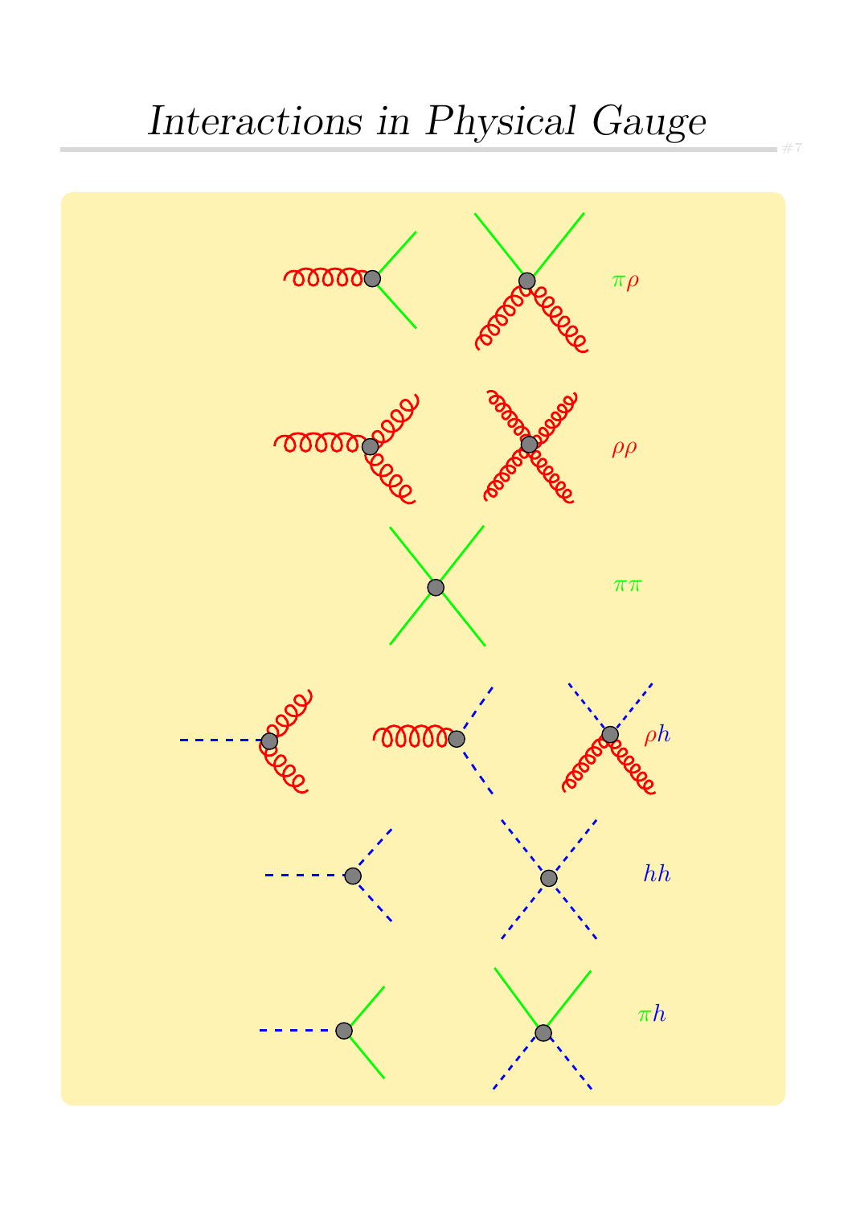# *Interactions in Physical Gauge*

$\pi\rho$

$\rho\rho$

$\pi\pi$

$\rho h$

$hh$

$\pi h$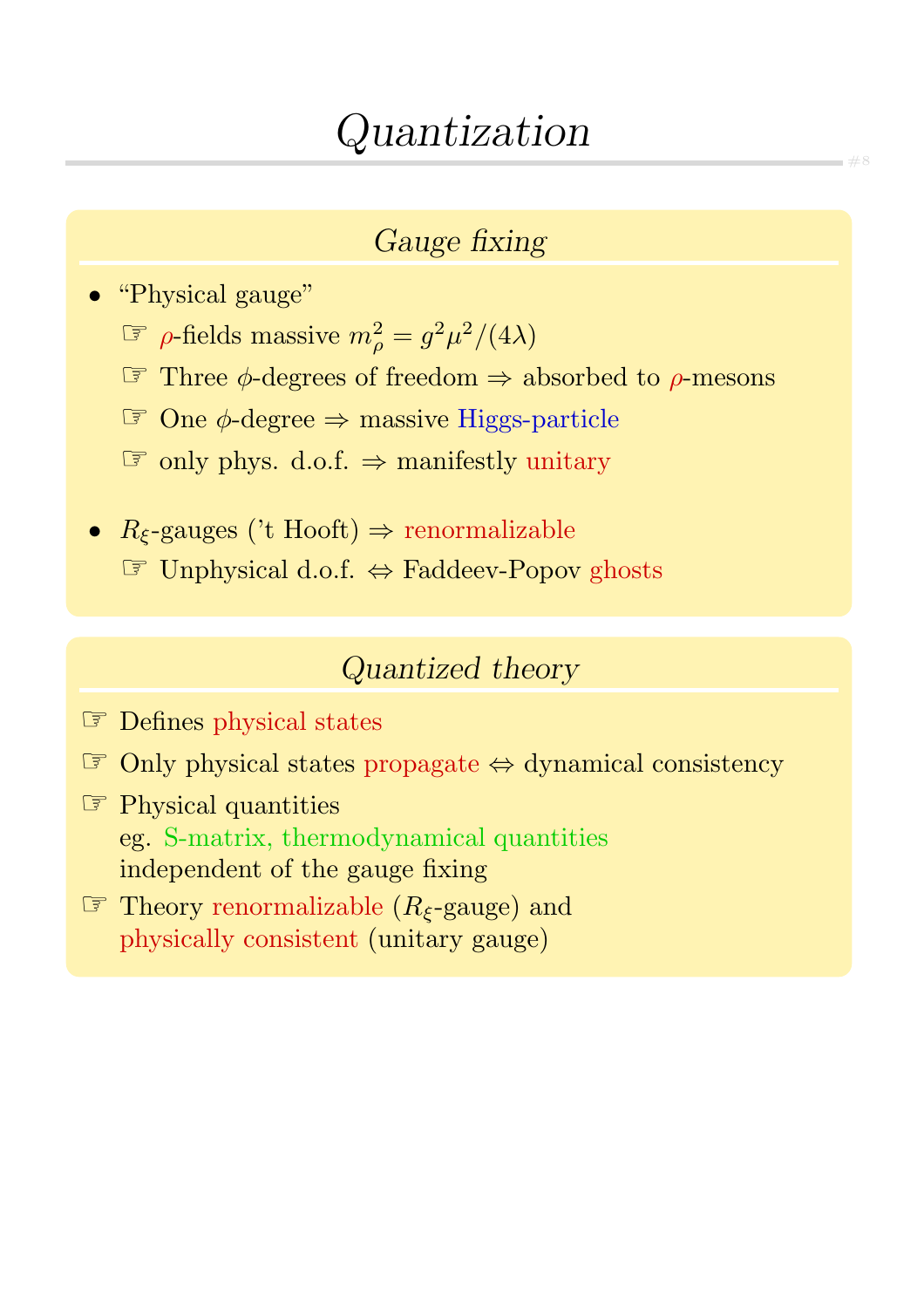# Quantization

## Gauge fixing

- "Physical gauge"
  - ☞ $\rho$-fields massive $m_\rho^2 = g^2\mu^2/(4\lambda)$
  - ☞ Three $\phi$-degrees of freedom $\Rightarrow$ absorbed to $\rho$-mesons
  - ☞ One $\phi$-degree $\Rightarrow$ massive Higgs-particle
  - ☞ only phys. d.o.f. $\Rightarrow$ manifestly unitary

- $R_\xi$-gauges ('t Hooft) $\Rightarrow$ renormalizable
  - ☞ Unphysical d.o.f. $\Leftrightarrow$ Faddeev-Popov ghosts

## Quantized theory

- ☞ Defines physical states
- ☞ Only physical states propagate $\Leftrightarrow$ dynamical consistency
- ☞ Physical quantities
  eg. S-matrix, thermodynamical quantities
  independent of the gauge fixing
- ☞ Theory renormalizable ($R_\xi$-gauge) and
  physically consistent (unitary gauge)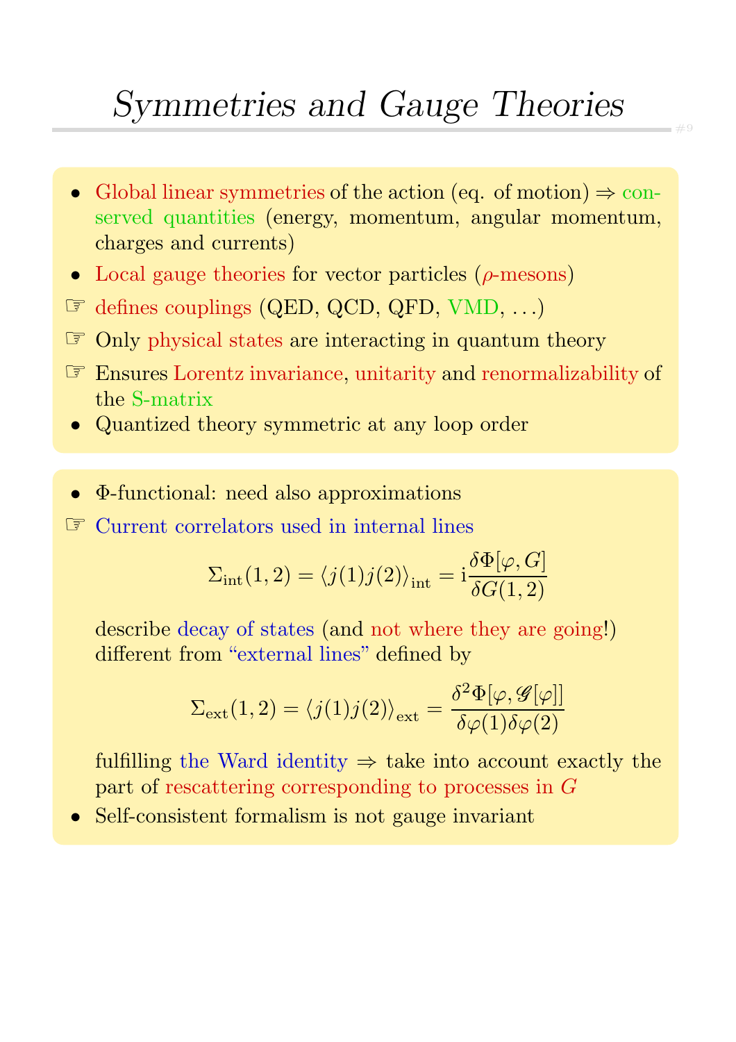# *Symmetries and Gauge Theories*

- Global linear symmetries of the action (eq. of motion) ⇒ conserved quantities (energy, momentum, angular momentum, charges and currents)
- Local gauge theories for vector particles ($\rho$-mesons)

☞ defines couplings (QED, QCD, QFD, VMD, ...)

☞ Only physical states are interacting in quantum theory

☞ Ensures Lorentz invariance, unitarity and renormalizability of the S-matrix

- Quantized theory symmetric at any loop order

---

- $\Phi$-functional: need also approximations

☞ Current correlators used in internal lines

$$\Sigma_{\text{int}}(1,2) = \langle j(1)j(2)\rangle_{\text{int}} = \mathrm{i}\frac{\delta\Phi[\varphi,G]}{\delta G(1,2)}$$

describe decay of states (and not where they are going!) different from "external lines" defined by

$$\Sigma_{\text{ext}}(1,2) = \langle j(1)j(2)\rangle_{\text{ext}} = \frac{\delta^2\Phi[\varphi,\mathscr{G}[\varphi]]}{\delta\varphi(1)\delta\varphi(2)}$$

fulfilling the Ward identity ⇒ take into account exactly the part of rescattering corresponding to processes in $G$

- Self-consistent formalism is not gauge invariant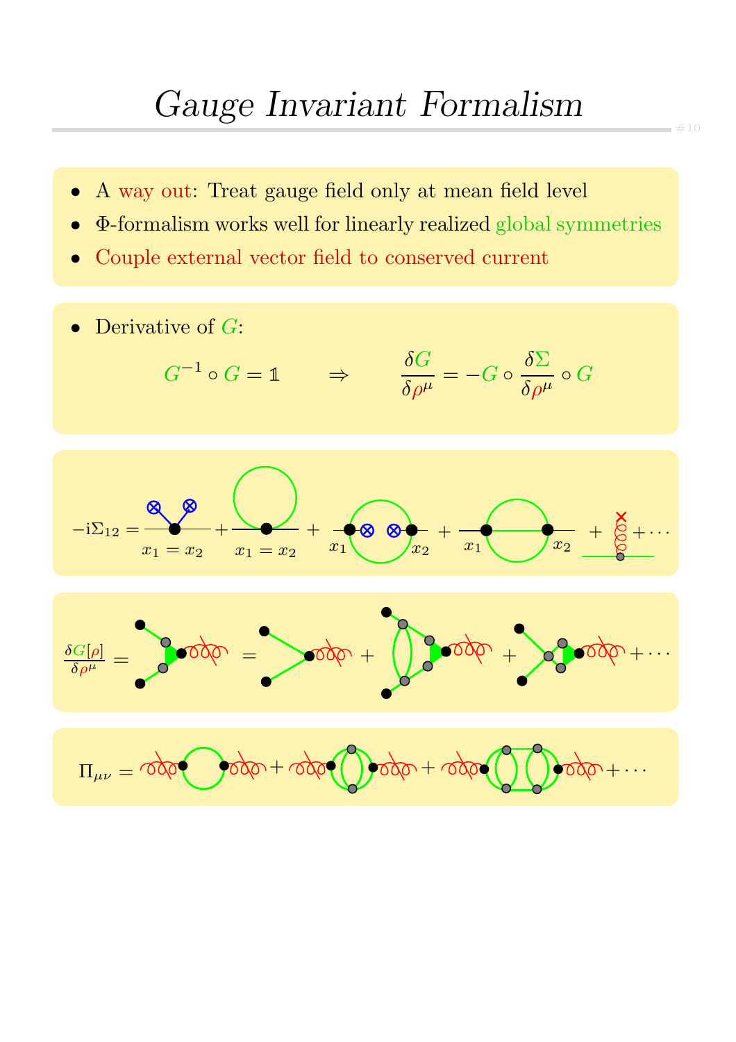# *Gauge Invariant Formalism*

- A way out: Treat gauge field only at mean field level
- Φ-formalism works well for linearly realized global symmetries
- Couple external vector field to conserved current

- Derivative of $G$:

$$G^{-1} \circ G = \mathbb{1} \qquad \Rightarrow \qquad \frac{\delta G}{\delta \rho^\mu} = -G \circ \frac{\delta \Sigma}{\delta \rho^\mu} \circ G$$

$-\mathrm{i}\Sigma_{12} =$ $x_1 = x_2$ + $x_1 = x_2$ + $x_1$ $x_2$ + $x_1$ $x_2$ + $\cdots$

$\frac{\delta G[\rho]}{\delta \rho^\mu} =$ $=$ $+$ $+$ $+\cdots$

$\Pi_{\mu\nu} =$ $+$ $+$ $+\cdots$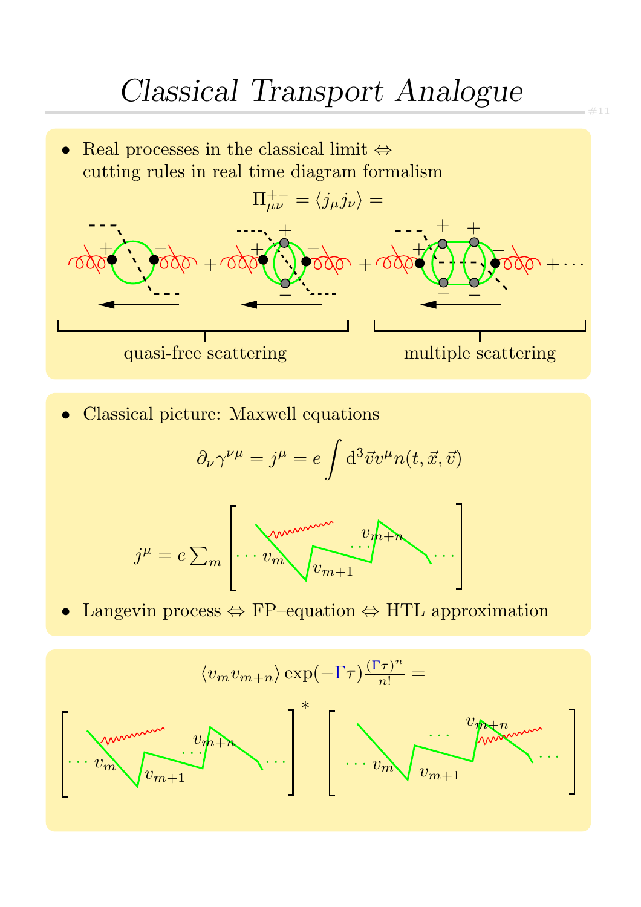# Classical Transport Analogue

- Real processes in the classical limit ⇔ cutting rules in real time diagram formalism

$$\Pi^{+-}_{\mu\nu} = \langle j_\mu j_\nu \rangle =$$

quasi-free scattering

multiple scattering

- Classical picture: Maxwell equations

$$\partial_\nu \gamma^{\nu\mu} = j^\mu = e \int \mathrm{d}^3 \vec{v} v^\mu n(t, \vec{x}, \vec{v})$$

$$j^\mu = e \sum_m \left[ \cdots v_m \quad v_{m+1} \cdots v_{m+n} \cdots \right]$$

- Langevin process ⇔ FP–equation ⇔ HTL approximation

$$\langle v_m v_{m+n} \rangle \exp(-\Gamma\tau) \frac{(\Gamma\tau)^n}{n!} =$$

$$\left[ \cdots v_m \quad v_{m+1} \cdots v_{m+n} \cdots \right]^* \left[ \cdots v_m \quad v_{m+1} \cdots v_{m+n} \cdots \right]$$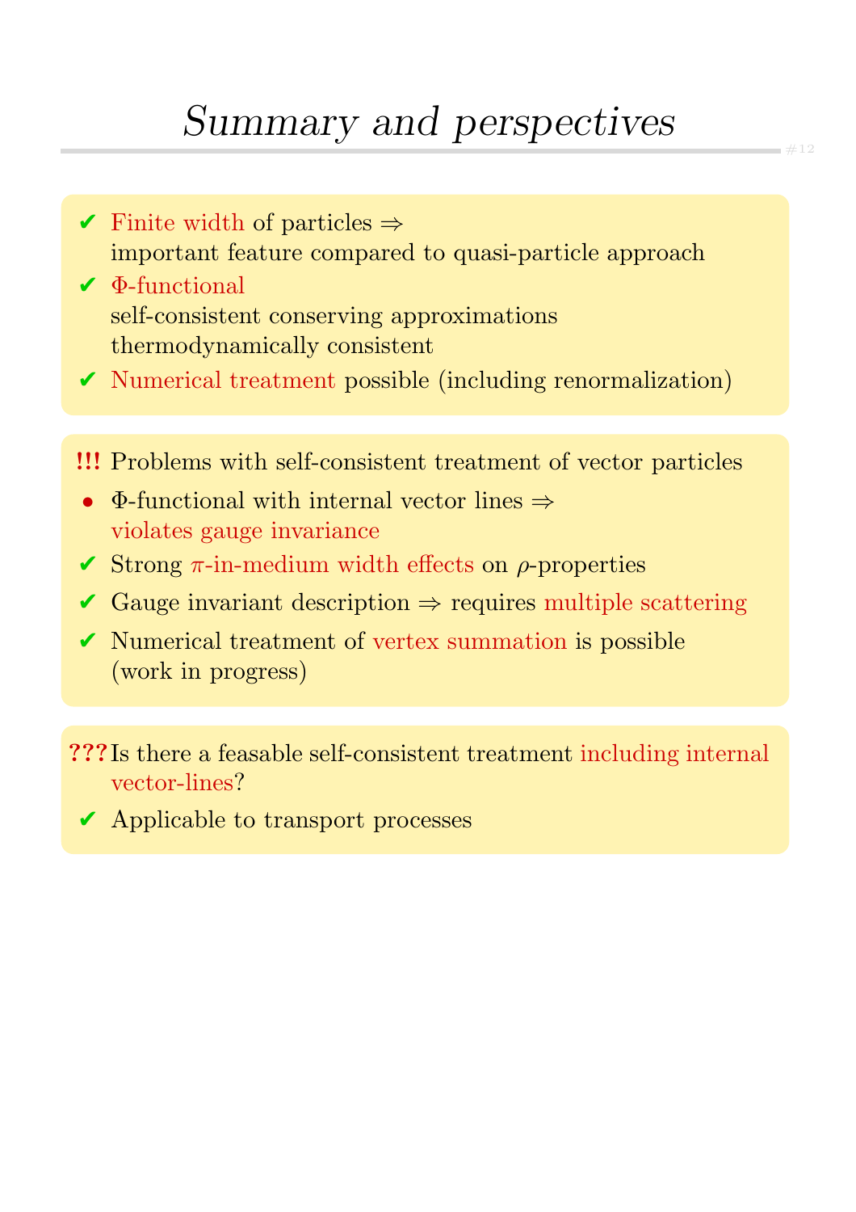# *Summary and perspectives*

- ✔ Finite width of particles ⇒
  important feature compared to quasi-particle approach
- ✔ $\Phi$-functional
  self-consistent conserving approximations
  thermodynamically consistent
- ✔ Numerical treatment possible (including renormalization)

**!!!** Problems with self-consistent treatment of vector particles

- • $\Phi$-functional with internal vector lines ⇒
  violates gauge invariance
- ✔ Strong $\pi$-in-medium width effects on $\rho$-properties
- ✔ Gauge invariant description ⇒ requires multiple scattering
- ✔ Numerical treatment of vertex summation is possible
  (work in progress)

**???** Is there a feasable self-consistent treatment including internal vector-lines?

- ✔ Applicable to transport processes